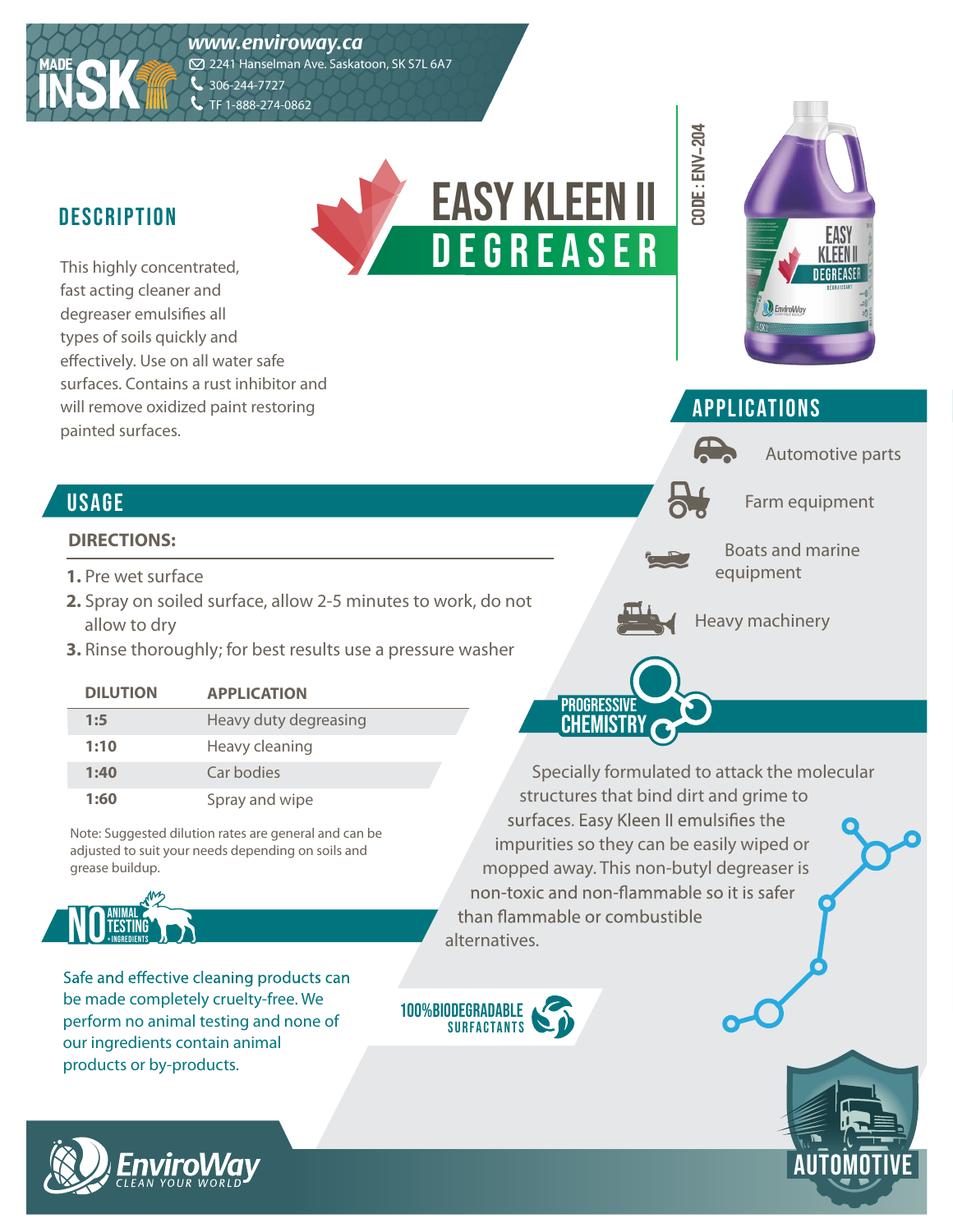MADE IN SK

www.enviroway.ca
2241 Hanselman Ave. Saskatoon, SK S7L 6A7
306-244-7727
TF 1-888-274-0862

# EASY KLEEN II DEGREASER

CODE : ENV-204

## DESCRIPTION

This highly concentrated, fast acting cleaner and degreaser emulsifies all types of soils quickly and effectively. Use on all water safe surfaces. Contains a rust inhibitor and will remove oxidized paint restoring painted surfaces.

## APPLICATIONS

- Automotive parts
- Farm equipment
- Boats and marine equipment
- Heavy machinery

## USAGE

### DIRECTIONS:

1. Pre wet surface
2. Spray on soiled surface, allow 2-5 minutes to work, do not allow to dry
3. Rinse thoroughly; for best results use a pressure washer

| DILUTION | APPLICATION |
|---|---|
| 1:5 | Heavy duty degreasing |
| 1:10 | Heavy cleaning |
| 1:40 | Car bodies |
| 1:60 | Spray and wipe |

Note: Suggested dilution rates are general and can be adjusted to suit your needs depending on soils and grease buildup.

## PROGRESSIVE CHEMISTRY

Specially formulated to attack the molecular structures that bind dirt and grime to surfaces. Easy Kleen II emulsifies the impurities so they can be easily wiped or mopped away. This non-butyl degreaser is non-toxic and non-flammable so it is safer than flammable or combustible alternatives.

## NO ANIMAL TESTING + INGREDIENTS

Safe and effective cleaning products can be made completely cruelty-free. We perform no animal testing and none of our ingredients contain animal products or by-products.

100% BIODEGRADABLE SURFACTANTS

EnviroWay CLEAN YOUR WORLD

AUTOMOTIVE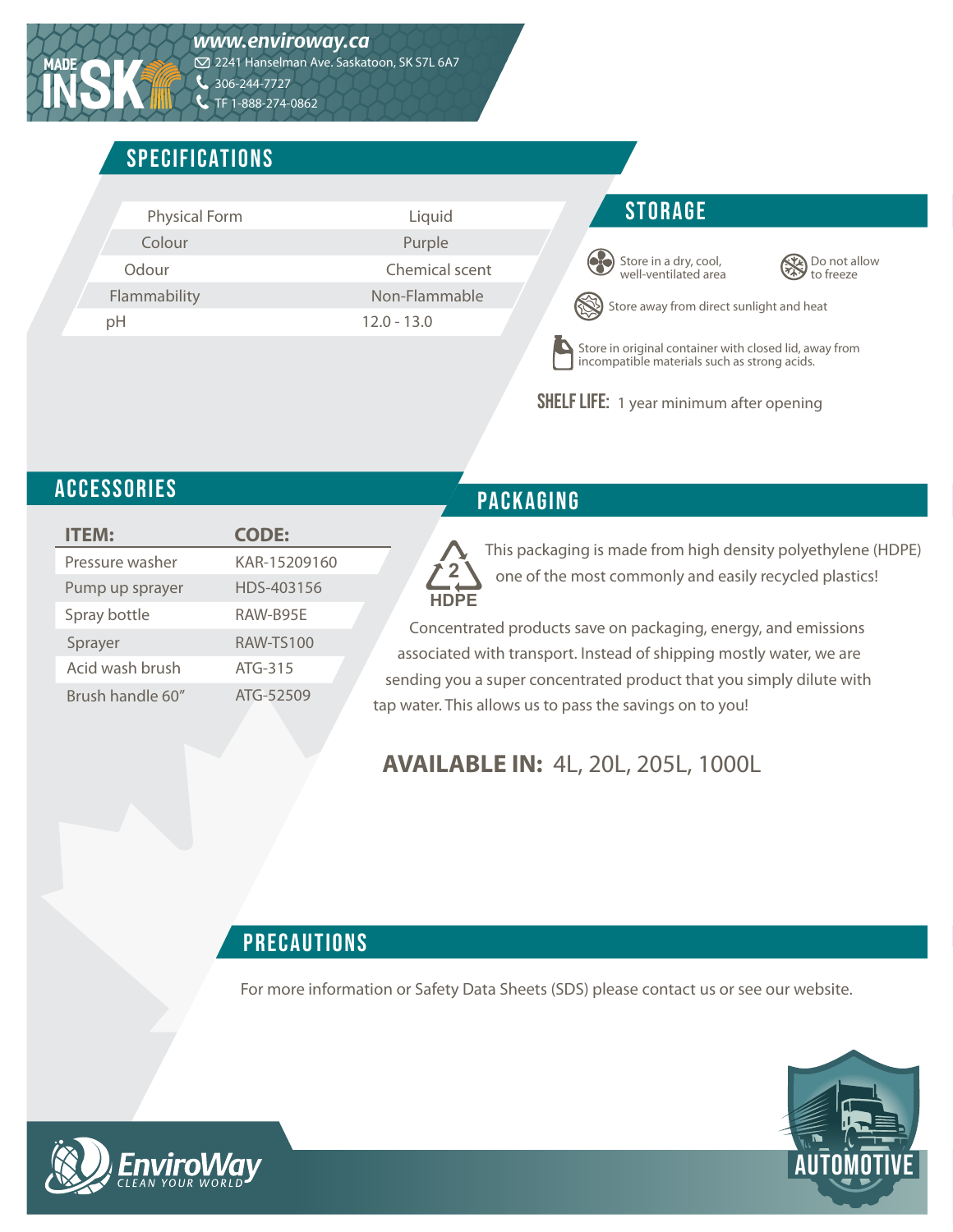MADE IN SK

www.enviroway.ca
2241 Hanselman Ave. Saskatoon, SK S7L 6A7
306-244-7727
TF 1-888-274-0862

## SPECIFICATIONS

| | |
|---|---|
| Physical Form | Liquid |
| Colour | Purple |
| Odour | Chemical scent |
| Flammability | Non-Flammable |
| pH | 12.0 - 13.0 |

## STORAGE

- Store in a dry, cool, well-ventilated area
- Do not allow to freeze
- Store away from direct sunlight and heat
- Store in original container with closed lid, away from incompatible materials such as strong acids.

**SHELF LIFE:** 1 year minimum after opening

## ACCESSORIES

| ITEM: | CODE: |
|---|---|
| Pressure washer | KAR-15209160 |
| Pump up sprayer | HDS-403156 |
| Spray bottle | RAW-B95E |
| Sprayer | RAW-TS100 |
| Acid wash brush | ATG-315 |
| Brush handle 60" | ATG-52509 |

## PACKAGING

2 HDPE

This packaging is made from high density polyethylene (HDPE) one of the most commonly and easily recycled plastics!

Concentrated products save on packaging, energy, and emissions associated with transport. Instead of shipping mostly water, we are sending you a super concentrated product that you simply dilute with tap water. This allows us to pass the savings on to you!

**AVAILABLE IN:** 4L, 20L, 205L, 1000L

## PRECAUTIONS

For more information or Safety Data Sheets (SDS) please contact us or see our website.

EnviroWay CLEAN YOUR WORLD

AUTOMOTIVE